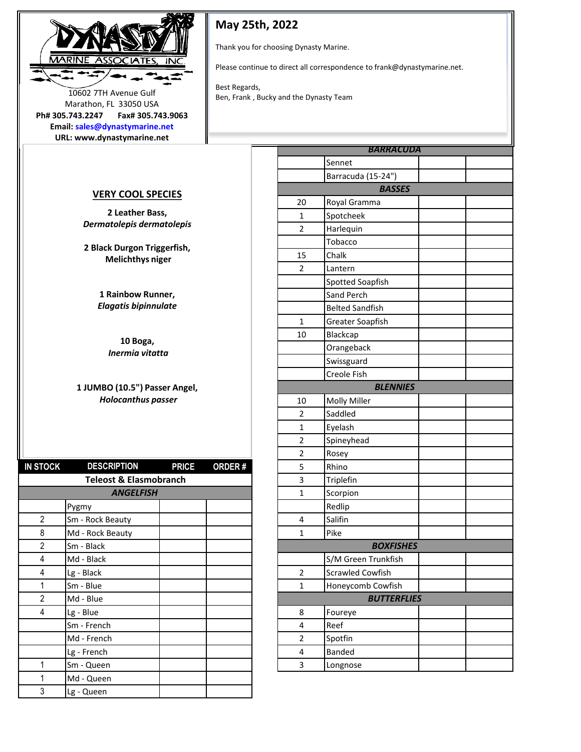DYNASTY MARINE ASSOCIATES, INC

10602 7TH Avenue Gulf
Marathon, FL 33050 USA
**Ph# 305.743.2247 Fax# 305.743.9063**
**Email: sales@dynastymarine.net**
**URL: www.dynastymarine.net**

## May 25th, 2022

Thank you for choosing Dynasty Marine.

Please continue to direct all correspondence to frank@dynastymarine.net.

Best Regards,
Ben, Frank , Bucky and the Dynasty Team

### VERY COOL SPECIES

**2 Leather Bass,**
***Dermatolepis dermatolepis***

**2 Black Durgon Triggerfish,**
**Melichthys niger**

**1 Rainbow Runner,**
***Elagatis bipinnulate***

**10 Boga,**
***Inermia vitatta***

**1 JUMBO (10.5") Passer Angel,**
***Holocanthus passer***

| IN STOCK | DESCRIPTION | PRICE | ORDER # |
|---|---|---|---|
| | **Teleost & Elasmobranch** | | |
| | ***ANGELFISH*** | | |
| | Pygmy | | |
| 2 | Sm - Rock Beauty | | |
| 8 | Md - Rock Beauty | | |
| 2 | Sm - Black | | |
| 4 | Md - Black | | |
| 4 | Lg - Black | | |
| 1 | Sm - Blue | | |
| 2 | Md - Blue | | |
| 4 | Lg - Blue | | |
| | Sm - French | | |
| | Md - French | | |
| | Lg - French | | |
| 1 | Sm - Queen | | |
| 1 | Md - Queen | | |
| 3 | Lg - Queen | | |
| | ***BARRACUDA*** | | |
| | Sennet | | |
| | Barracuda (15-24") | | |
| | ***BASSES*** | | |
| 20 | Royal Gramma | | |
| 1 | Spotcheek | | |
| 2 | Harlequin | | |
| | Tobacco | | |
| 15 | Chalk | | |
| 2 | Lantern | | |
| | Spotted Soapfish | | |
| | Sand Perch | | |
| | Belted Sandfish | | |
| 1 | Greater Soapfish | | |
| 10 | Blackcap | | |
| | Orangeback | | |
| | Swissguard | | |
| | Creole Fish | | |
| | ***BLENNIES*** | | |
| 10 | Molly Miller | | |
| 2 | Saddled | | |
| 1 | Eyelash | | |
| 2 | Spineyhead | | |
| 2 | Rosey | | |
| 5 | Rhino | | |
| 3 | Triplefin | | |
| 1 | Scorpion | | |
| | Redlip | | |
| 4 | Salifin | | |
| 1 | Pike | | |
| | ***BOXFISHES*** | | |
| | S/M Green Trunkfish | | |
| 2 | Scrawled Cowfish | | |
| 1 | Honeycomb Cowfish | | |
| | ***BUTTERFLIES*** | | |
| 8 | Foureye | | |
| 4 | Reef | | |
| 2 | Spotfin | | |
| 4 | Banded | | |
| 3 | Longnose | | |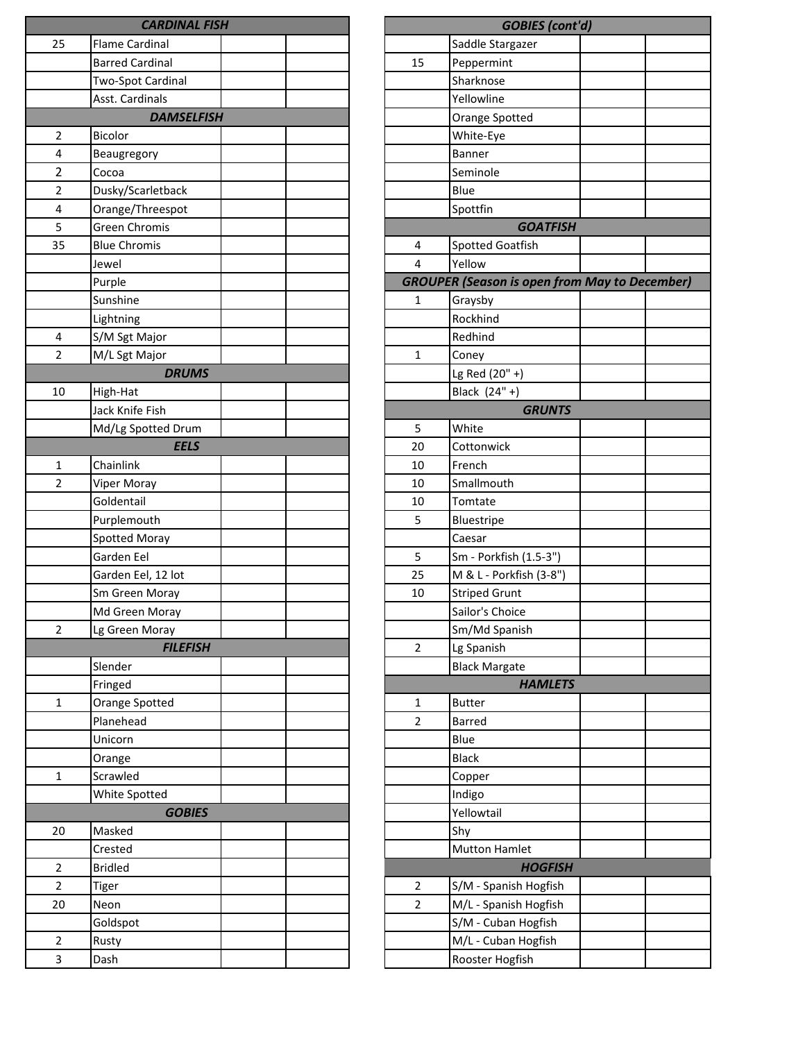| | CARDINAL FISH | | |
|---|---|---|---|
| 25 | Flame Cardinal | | |
| | Barred Cardinal | | |
| | Two-Spot Cardinal | | |
| | Asst. Cardinals | | |
| | **DAMSELFISH** | | |
| 2 | Bicolor | | |
| 4 | Beaugregory | | |
| 2 | Cocoa | | |
| 2 | Dusky/Scarletback | | |
| 4 | Orange/Threespot | | |
| 5 | Green Chromis | | |
| 35 | Blue Chromis | | |
| | Jewel | | |
| | Purple | | |
| | Sunshine | | |
| | Lightning | | |
| 4 | S/M Sgt Major | | |
| 2 | M/L Sgt Major | | |
| | **DRUMS** | | |
| 10 | High-Hat | | |
| | Jack Knife Fish | | |
| | Md/Lg Spotted Drum | | |
| | **EELS** | | |
| 1 | Chainlink | | |
| 2 | Viper Moray | | |
| | Goldentail | | |
| | Purplemouth | | |
| | Spotted Moray | | |
| | Garden Eel | | |
| | Garden Eel, 12 lot | | |
| | Sm Green Moray | | |
| | Md Green Moray | | |
| 2 | Lg Green Moray | | |
| | **FILEFISH** | | |
| | Slender | | |
| | Fringed | | |
| 1 | Orange Spotted | | |
| | Planehead | | |
| | Unicorn | | |
| | Orange | | |
| 1 | Scrawled | | |
| | White Spotted | | |
| | **GOBIES** | | |
| 20 | Masked | | |
| | Crested | | |
| 2 | Bridled | | |
| 2 | Tiger | | |
| 20 | Neon | | |
| | Goldspot | | |
| 2 | Rusty | | |
| 3 | Dash | | |

| | GOBIES (cont'd) | | |
|---|---|---|---|
| | Saddle Stargazer | | |
| 15 | Peppermint | | |
| | Sharknose | | |
| | Yellowline | | |
| | Orange Spotted | | |
| | White-Eye | | |
| | Banner | | |
| | Seminole | | |
| | Blue | | |
| | Spottfin | | |
| | **GOATFISH** | | |
| 4 | Spotted Goatfish | | |
| 4 | Yellow | | |
| | **GROUPER (Season is open from May to December)** | | |
| 1 | Graysby | | |
| | Rockhind | | |
| | Redhind | | |
| 1 | Coney | | |
| | Lg Red (20" +) | | |
| | Black (24" +) | | |
| | **GRUNTS** | | |
| 5 | White | | |
| 20 | Cottonwick | | |
| 10 | French | | |
| 10 | Smallmouth | | |
| 10 | Tomtate | | |
| 5 | Bluestripe | | |
| | Caesar | | |
| 5 | Sm - Porkfish (1.5-3") | | |
| 25 | M & L - Porkfish (3-8") | | |
| 10 | Striped Grunt | | |
| | Sailor's Choice | | |
| | Sm/Md Spanish | | |
| 2 | Lg Spanish | | |
| | Black Margate | | |
| | **HAMLETS** | | |
| 1 | Butter | | |
| 2 | Barred | | |
| | Blue | | |
| | Black | | |
| | Copper | | |
| | Indigo | | |
| | Yellowtail | | |
| | Shy | | |
| | Mutton Hamlet | | |
| | **HOGFISH** | | |
| 2 | S/M - Spanish Hogfish | | |
| 2 | M/L - Spanish Hogfish | | |
| | S/M - Cuban Hogfish | | |
| | M/L - Cuban Hogfish | | |
| | Rooster Hogfish | | |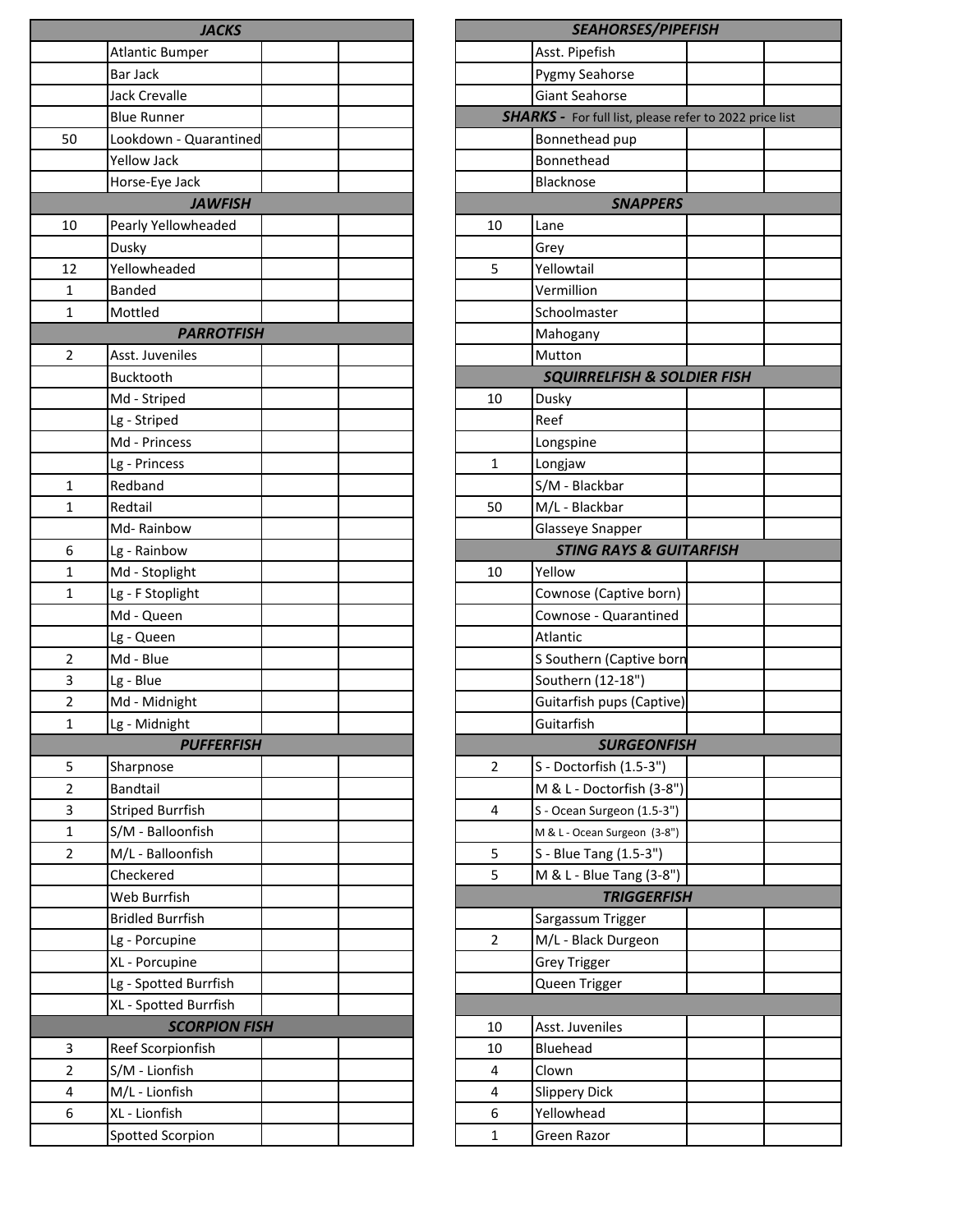| | JACKS | | |
|---|---|---|---|
| | Atlantic Bumper | | |
| | Bar Jack | | |
| | Jack Crevalle | | |
| | Blue Runner | | |
| 50 | Lookdown - Quarantined | | |
| | Yellow Jack | | |
| | Horse-Eye Jack | | |
| | **JAWFISH** | | |
| 10 | Pearly Yellowheaded | | |
| | Dusky | | |
| 12 | Yellowheaded | | |
| 1 | Banded | | |
| 1 | Mottled | | |
| | **PARROTFISH** | | |
| 2 | Asst. Juveniles | | |
| | Bucktooth | | |
| | Md - Striped | | |
| | Lg - Striped | | |
| | Md - Princess | | |
| | Lg - Princess | | |
| 1 | Redband | | |
| 1 | Redtail | | |
| | Md- Rainbow | | |
| 6 | Lg - Rainbow | | |
| 1 | Md - Stoplight | | |
| 1 | Lg - F Stoplight | | |
| | Md - Queen | | |
| | Lg - Queen | | |
| 2 | Md - Blue | | |
| 3 | Lg - Blue | | |
| 2 | Md - Midnight | | |
| 1 | Lg - Midnight | | |
| | **PUFFERFISH** | | |
| 5 | Sharpnose | | |
| 2 | Bandtail | | |
| 3 | Striped Burrfish | | |
| 1 | S/M - Balloonfish | | |
| 2 | M/L - Balloonfish | | |
| | Checkered | | |
| | Web Burrfish | | |
| | Bridled Burrfish | | |
| | Lg - Porcupine | | |
| | XL - Porcupine | | |
| | Lg - Spotted Burrfish | | |
| | XL - Spotted Burrfish | | |
| | **SCORPION FISH** | | |
| 3 | Reef Scorpionfish | | |
| 2 | S/M - Lionfish | | |
| 4 | M/L - Lionfish | | |
| 6 | XL - Lionfish | | |
| | Spotted Scorpion | | |

| | SEAHORSES/PIPEFISH | | |
|---|---|---|---|
| | Asst. Pipefish | | |
| | Pygmy Seahorse | | |
| | Giant Seahorse | | |
| | **SHARKS** - For full list, please refer to 2022 price list | | |
| | Bonnethead pup | | |
| | Bonnethead | | |
| | Blacknose | | |
| | **SNAPPERS** | | |
| 10 | Lane | | |
| | Grey | | |
| 5 | Yellowtail | | |
| | Vermillion | | |
| | Schoolmaster | | |
| | Mahogany | | |
| | Mutton | | |
| | **SQUIRRELFISH & SOLDIER FISH** | | |
| 10 | Dusky | | |
| | Reef | | |
| | Longspine | | |
| 1 | Longjaw | | |
| | S/M - Blackbar | | |
| 50 | M/L - Blackbar | | |
| | Glasseye Snapper | | |
| | **STING RAYS & GUITARFISH** | | |
| 10 | Yellow | | |
| | Cownose (Captive born) | | |
| | Cownose - Quarantined | | |
| | Atlantic | | |
| | S Southern (Captive born | | |
| | Southern (12-18") | | |
| | Guitarfish pups (Captive) | | |
| | Guitarfish | | |
| | **SURGEONFISH** | | |
| 2 | S - Doctorfish (1.5-3") | | |
| | M & L - Doctorfish (3-8") | | |
| 4 | S - Ocean Surgeon (1.5-3") | | |
| | M & L - Ocean Surgeon (3-8") | | |
| 5 | S - Blue Tang (1.5-3") | | |
| 5 | M & L - Blue Tang (3-8") | | |
| | **TRIGGERFISH** | | |
| | Sargassum Trigger | | |
| 2 | M/L - Black Durgeon | | |
| | Grey Trigger | | |
| | Queen Trigger | | |
| | | | |
| 10 | Asst. Juveniles | | |
| 10 | Bluehead | | |
| 4 | Clown | | |
| 4 | Slippery Dick | | |
| 6 | Yellowhead | | |
| 1 | Green Razor | | |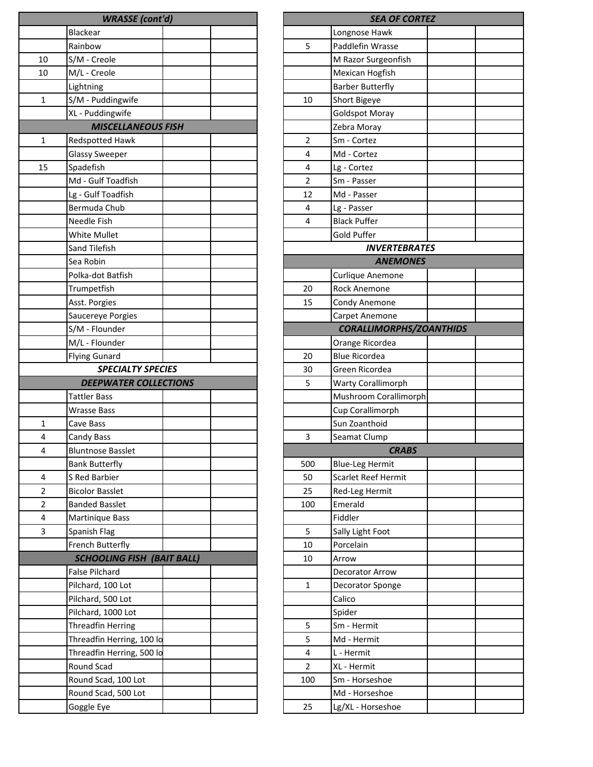| WRASSE (cont'd) | | | |
|---|---|---|---|
| | Blackear | | |
| | Rainbow | | |
| 10 | S/M - Creole | | |
| 10 | M/L - Creole | | |
| | Lightning | | |
| 1 | S/M - Puddingwife | | |
| | XL - Puddingwife | | |
| **MISCELLANEOUS FISH** | | | |
| 1 | Redspotted Hawk | | |
| | Glassy Sweeper | | |
| 15 | Spadefish | | |
| | Md - Gulf Toadfish | | |
| | Lg - Gulf Toadfish | | |
| | Bermuda Chub | | |
| | Needle Fish | | |
| | White Mullet | | |
| | Sand Tilefish | | |
| | Sea Robin | | |
| | Polka-dot Batfish | | |
| | Trumpetfish | | |
| | Asst. Porgies | | |
| | Saucereye Porgies | | |
| | S/M - Flounder | | |
| | M/L - Flounder | | |
| | Flying Gunard | | |
| **SPECIALTY SPECIES** | | | |
| **DEEPWATER COLLECTIONS** | | | |
| | Tattler Bass | | |
| | Wrasse Bass | | |
| 1 | Cave Bass | | |
| 4 | Candy Bass | | |
| 4 | Bluntnose Basslet | | |
| | Bank Butterfly | | |
| 4 | S Red Barbier | | |
| 2 | Bicolor Basslet | | |
| 2 | Banded Basslet | | |
| 4 | Martinique Bass | | |
| 3 | Spanish Flag | | |
| | French Butterfly | | |
| **SCHOOLING FISH (BAIT BALL)** | | | |
| | False Pilchard | | |
| | Pilchard, 100 Lot | | |
| | Pilchard, 500 Lot | | |
| | Pilchard, 1000 Lot | | |
| | Threadfin Herring | | |
| | Threadfin Herring, 100 lo | | |
| | Threadfin Herring, 500 lo | | |
| | Round Scad | | |
| | Round Scad, 100 Lot | | |
| | Round Scad, 500 Lot | | |
| | Goggle Eye | | |

| SEA OF CORTEZ | | | |
|---|---|---|---|
| | Longnose Hawk | | |
| 5 | Paddlefin Wrasse | | |
| | M Razor Surgeonfish | | |
| | Mexican Hogfish | | |
| | Barber Butterfly | | |
| 10 | Short Bigeye | | |
| | Goldspot Moray | | |
| | Zebra Moray | | |
| 2 | Sm - Cortez | | |
| 4 | Md - Cortez | | |
| 4 | Lg - Cortez | | |
| 2 | Sm - Passer | | |
| 12 | Md - Passer | | |
| 4 | Lg - Passer | | |
| 4 | Black Puffer | | |
| | Gold Puffer | | |
| **INVERTEBRATES** | | | |
| **ANEMONES** | | | |
| | Curlique Anemone | | |
| 20 | Rock Anemone | | |
| 15 | Condy Anemone | | |
| | Carpet Anemone | | |
| **CORALLIMORPHS/ZOANTHIDS** | | | |
| | Orange Ricordea | | |
| 20 | Blue Ricordea | | |
| 30 | Green Ricordea | | |
| 5 | Warty Corallimorph | | |
| | Mushroom Corallimorph | | |
| | Cup Corallimorph | | |
| | Sun Zoanthoid | | |
| 3 | Seamat Clump | | |
| **CRABS** | | | |
| 500 | Blue-Leg Hermit | | |
| 50 | Scarlet Reef Hermit | | |
| 25 | Red-Leg Hermit | | |
| 100 | Emerald | | |
| | Fiddler | | |
| 5 | Sally Light Foot | | |
| 10 | Porcelain | | |
| 10 | Arrow | | |
| | Decorator Arrow | | |
| 1 | Decorator Sponge | | |
| | Calico | | |
| | Spider | | |
| 5 | Sm - Hermit | | |
| 5 | Md - Hermit | | |
| 4 | L - Hermit | | |
| 2 | XL - Hermit | | |
| 100 | Sm - Horseshoe | | |
| | Md - Horseshoe | | |
| 25 | Lg/XL - Horseshoe | | |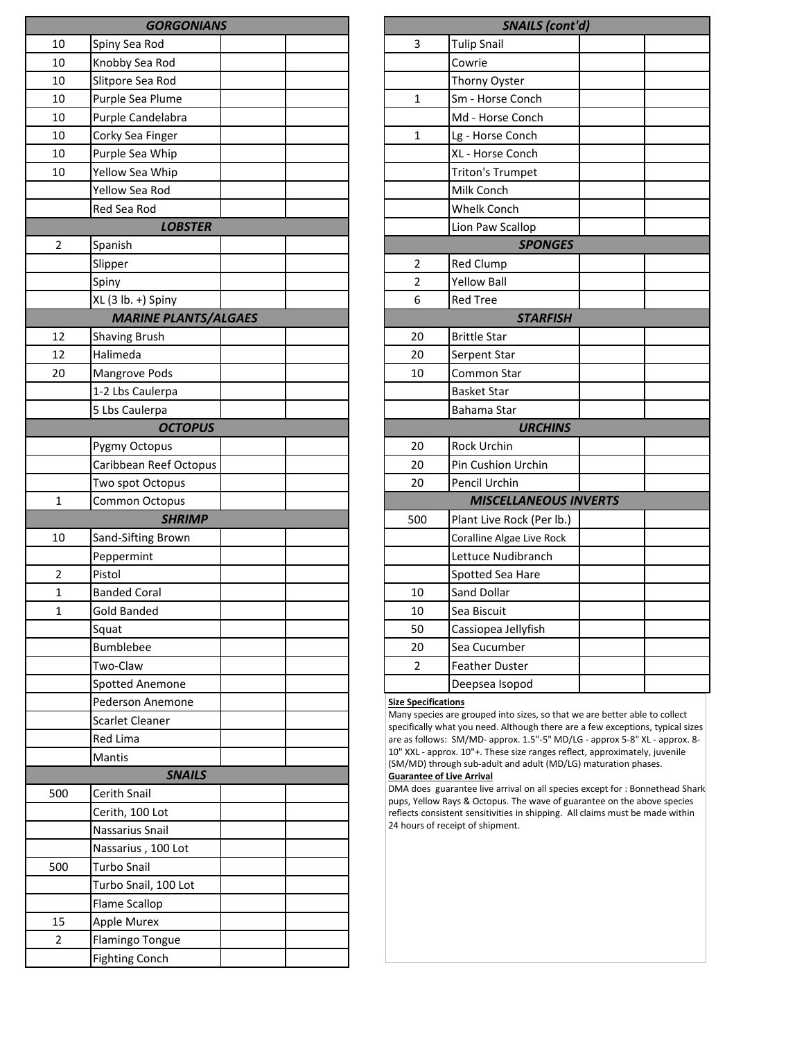| | GORGONIANS | | |
|---|---|---|---|
| 10 | Spiny Sea Rod | | |
| 10 | Knobby Sea Rod | | |
| 10 | Slitpore Sea Rod | | |
| 10 | Purple Sea Plume | | |
| 10 | Purple Candelabra | | |
| 10 | Corky Sea Finger | | |
| 10 | Purple Sea Whip | | |
| 10 | Yellow Sea Whip | | |
| | Yellow Sea Rod | | |
| | Red Sea Rod | | |
| | **LOBSTER** | | |
| 2 | Spanish | | |
| | Slipper | | |
| | Spiny | | |
| | XL (3 lb. +) Spiny | | |
| | **MARINE PLANTS/ALGAES** | | |
| 12 | Shaving Brush | | |
| 12 | Halimeda | | |
| 20 | Mangrove Pods | | |
| | 1-2 Lbs Caulerpa | | |
| | 5 Lbs Caulerpa | | |
| | **OCTOPUS** | | |
| | Pygmy Octopus | | |
| | Caribbean Reef Octopus | | |
| | Two spot Octopus | | |
| 1 | Common Octopus | | |
| | **SHRIMP** | | |
| 10 | Sand-Sifting Brown | | |
| | Peppermint | | |
| 2 | Pistol | | |
| 1 | Banded Coral | | |
| 1 | Gold Banded | | |
| | Squat | | |
| | Bumblebee | | |
| | Two-Claw | | |
| | Spotted Anemone | | |
| | Pederson Anemone | | |
| | Scarlet Cleaner | | |
| | Red Lima | | |
| | Mantis | | |
| | **SNAILS** | | |
| 500 | Cerith Snail | | |
| | Cerith, 100 Lot | | |
| | Nassarius Snail | | |
| | Nassarius , 100 Lot | | |
| 500 | Turbo Snail | | |
| | Turbo Snail, 100 Lot | | |
| | Flame Scallop | | |
| 15 | Apple Murex | | |
| 2 | Flamingo Tongue | | |
| | Fighting Conch | | |

| | SNAILS (cont'd) | | |
|---|---|---|---|
| 3 | Tulip Snail | | |
| | Cowrie | | |
| | Thorny Oyster | | |
| 1 | Sm - Horse Conch | | |
| | Md - Horse Conch | | |
| 1 | Lg - Horse Conch | | |
| | XL - Horse Conch | | |
| | Triton's Trumpet | | |
| | Milk Conch | | |
| | Whelk Conch | | |
| | Lion Paw Scallop | | |
| | **SPONGES** | | |
| 2 | Red Clump | | |
| 2 | Yellow Ball | | |
| 6 | Red Tree | | |
| | **STARFISH** | | |
| 20 | Brittle Star | | |
| 20 | Serpent Star | | |
| 10 | Common Star | | |
| | Basket Star | | |
| | Bahama Star | | |
| | **URCHINS** | | |
| 20 | Rock Urchin | | |
| 20 | Pin Cushion Urchin | | |
| 20 | Pencil Urchin | | |
| | **MISCELLANEOUS INVERTS** | | |
| 500 | Plant Live Rock (Per lb.) | | |
| | Coralline Algae Live Rock | | |
| | Lettuce Nudibranch | | |
| | Spotted Sea Hare | | |
| 10 | Sand Dollar | | |
| 10 | Sea Biscuit | | |
| 50 | Cassiopea Jellyfish | | |
| 20 | Sea Cucumber | | |
| 2 | Feather Duster | | |
| | Deepsea Isopod | | |

**Size Specifications**

Many species are grouped into sizes, so that we are better able to collect specifically what you need. Although there are a few exceptions, typical sizes are as follows: SM/MD- approx. 1.5"-5" MD/LG - approx 5-8" XL - approx. 8-10" XXL - approx. 10"+. These size ranges reflect, approximately, juvenile (SM/MD) through sub-adult and adult (MD/LG) maturation phases.

**Guarantee of Live Arrival**

DMA does guarantee live arrival on all species except for : Bonnethead Shark pups, Yellow Rays & Octopus. The wave of guarantee on the above species reflects consistent sensitivities in shipping. All claims must be made within 24 hours of receipt of shipment.